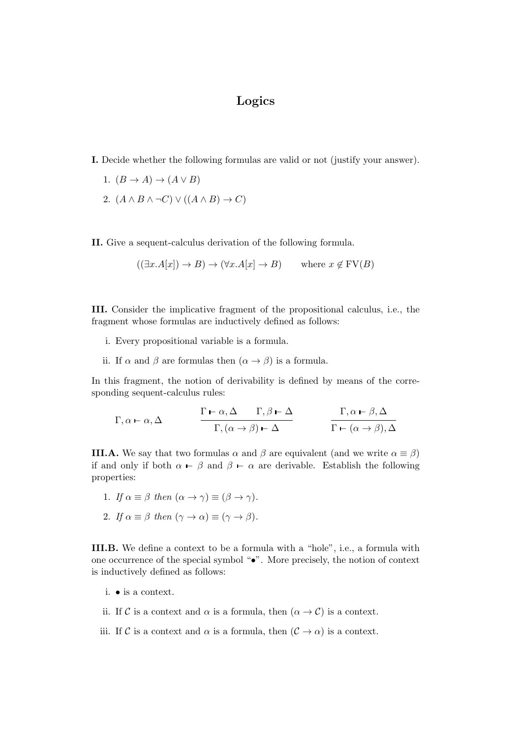# Logics

**I.** Decide whether the following formulas are valid or not (justify your answer).

1. $(B \to A) \to (A \vee B)$
2. $(A \wedge B \wedge \neg C) \vee ((A \wedge B) \to C)$

**II.** Give a sequent-calculus derivation of the following formula.

$$((\exists x.A[x]) \to B) \to (\forall x.A[x] \to B) \qquad \text{where } x \notin \mathrm{FV}(B)$$

**III.** Consider the implicative fragment of the propositional calculus, i.e., the fragment whose formulas are inductively defined as follows:

i. Every propositional variable is a formula.

ii. If $\alpha$ and $\beta$ are formulas then $(\alpha \to \beta)$ is a formula.

In this fragment, the notion of derivability is defined by means of the corresponding sequent-calculus rules:

$$\Gamma, \alpha \vdash \alpha, \Delta \qquad \frac{\Gamma \vdash \alpha, \Delta \qquad \Gamma, \beta \vdash \Delta}{\Gamma, (\alpha \to \beta) \vdash \Delta} \qquad \frac{\Gamma, \alpha \vdash \beta, \Delta}{\Gamma \vdash (\alpha \to \beta), \Delta}$$

**III.A.** We say that two formulas $\alpha$ and $\beta$ are equivalent (and we write $\alpha \equiv \beta$) if and only if both $\alpha \vdash \beta$ and $\beta \vdash \alpha$ are derivable. Establish the following properties:

1. *If* $\alpha \equiv \beta$ *then* $(\alpha \to \gamma) \equiv (\beta \to \gamma)$.
2. *If* $\alpha \equiv \beta$ *then* $(\gamma \to \alpha) \equiv (\gamma \to \beta)$.

**III.B.** We define a context to be a formula with a "hole", i.e., a formula with one occurrence of the special symbol "$\bullet$". More precisely, the notion of context is inductively defined as follows:

i. $\bullet$ is a context.

ii. If $\mathcal{C}$ is a context and $\alpha$ is a formula, then $(\alpha \to \mathcal{C})$ is a context.

iii. If $\mathcal{C}$ is a context and $\alpha$ is a formula, then $(\mathcal{C} \to \alpha)$ is a context.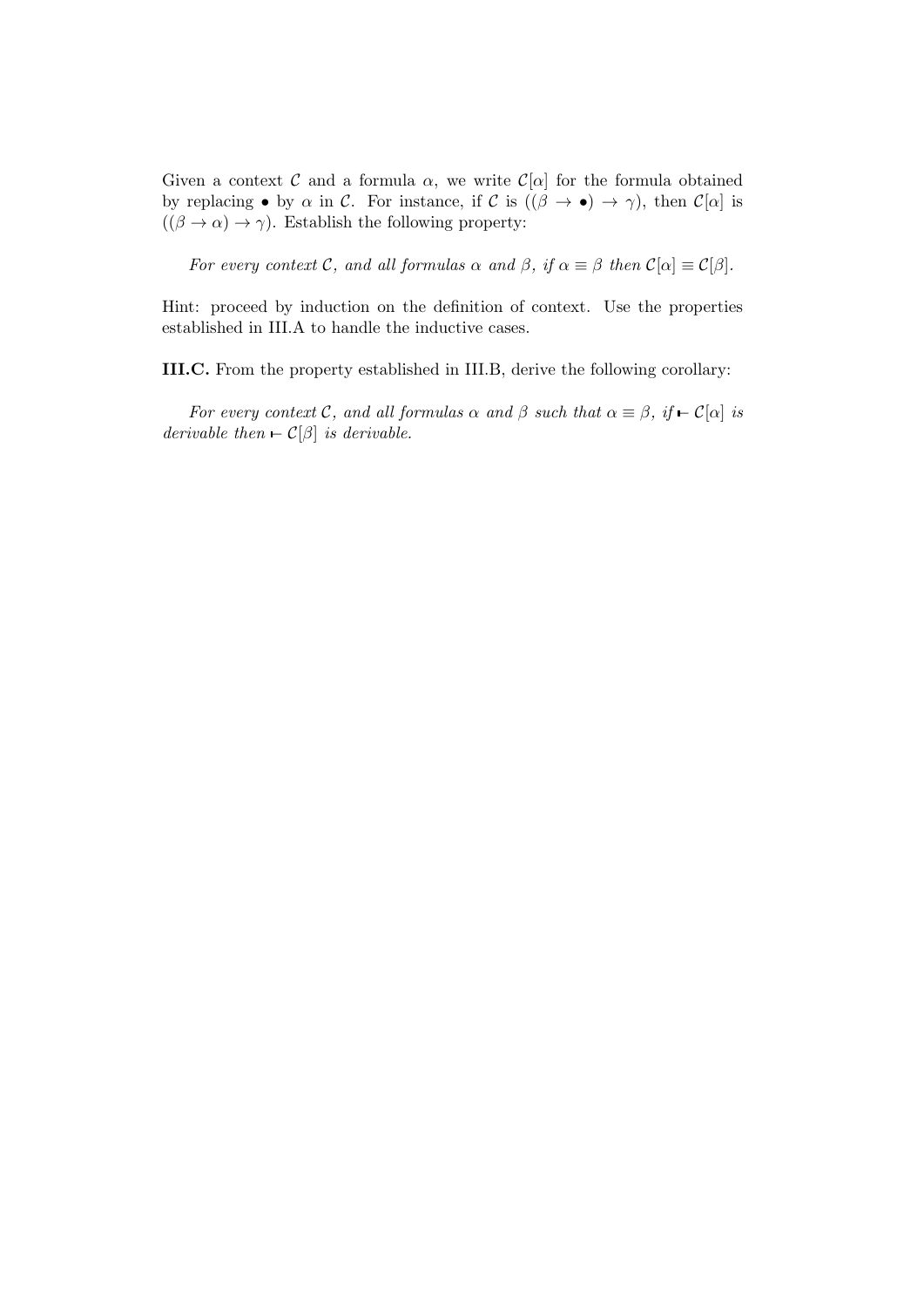Given a context $\mathcal{C}$ and a formula $\alpha$, we write $\mathcal{C}[\alpha]$ for the formula obtained by replacing $\bullet$ by $\alpha$ in $\mathcal{C}$. For instance, if $\mathcal{C}$ is $((\beta \to \bullet) \to \gamma)$, then $\mathcal{C}[\alpha]$ is $((\beta \to \alpha) \to \gamma)$. Establish the following property:

*For every context $\mathcal{C}$, and all formulas $\alpha$ and $\beta$, if $\alpha \equiv \beta$ then $\mathcal{C}[\alpha] \equiv \mathcal{C}[\beta]$.*

Hint: proceed by induction on the definition of context. Use the properties established in III.A to handle the inductive cases.

**III.C.** From the property established in III.B, derive the following corollary:

*For every context $\mathcal{C}$, and all formulas $\alpha$ and $\beta$ such that $\alpha \equiv \beta$, if $\vdash \mathcal{C}[\alpha]$ is derivable then $\vdash \mathcal{C}[\beta]$ is derivable.*